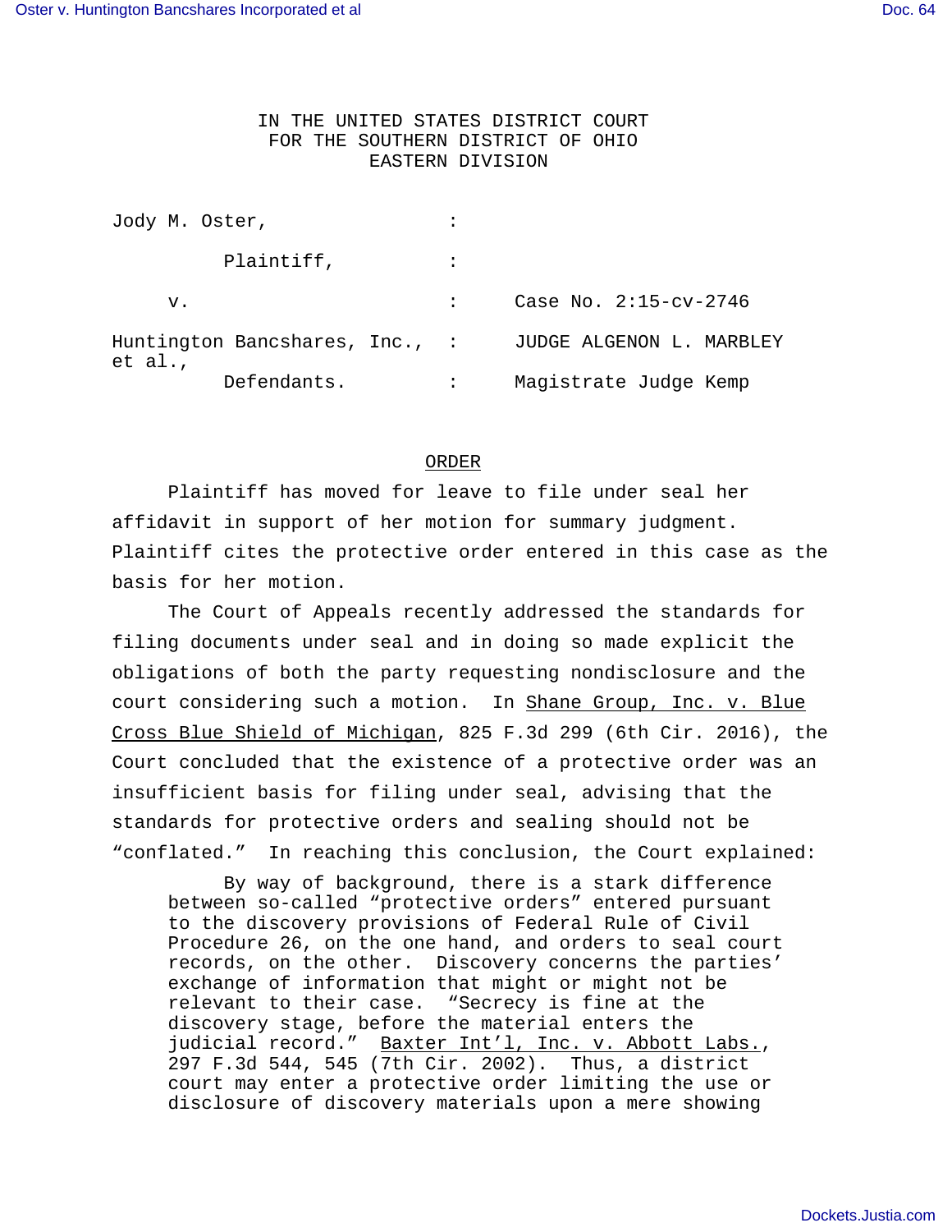IN THE UNITED STATES DISTRICT COURT
FOR THE SOUTHERN DISTRICT OF OHIO
EASTERN DIVISION

Jody M. Oster, :

Plaintiff, :

v. : Case No. 2:15-cv-2746

Huntington Bancshares, Inc., et al., : JUDGE ALGENON L. MARBLEY

Defendants. : Magistrate Judge Kemp

ORDER

Plaintiff has moved for leave to file under seal her affidavit in support of her motion for summary judgment. Plaintiff cites the protective order entered in this case as the basis for her motion.

The Court of Appeals recently addressed the standards for filing documents under seal and in doing so made explicit the obligations of both the party requesting nondisclosure and the court considering such a motion. In Shane Group, Inc. v. Blue Cross Blue Shield of Michigan, 825 F.3d 299 (6th Cir. 2016), the Court concluded that the existence of a protective order was an insufficient basis for filing under seal, advising that the standards for protective orders and sealing should not be "conflated." In reaching this conclusion, the Court explained:

> By way of background, there is a stark difference between so-called "protective orders" entered pursuant to the discovery provisions of Federal Rule of Civil Procedure 26, on the one hand, and orders to seal court records, on the other. Discovery concerns the parties' exchange of information that might or might not be relevant to their case. "Secrecy is fine at the discovery stage, before the material enters the judicial record." Baxter Int'l, Inc. v. Abbott Labs., 297 F.3d 544, 545 (7th Cir. 2002). Thus, a district court may enter a protective order limiting the use or disclosure of discovery materials upon a mere showing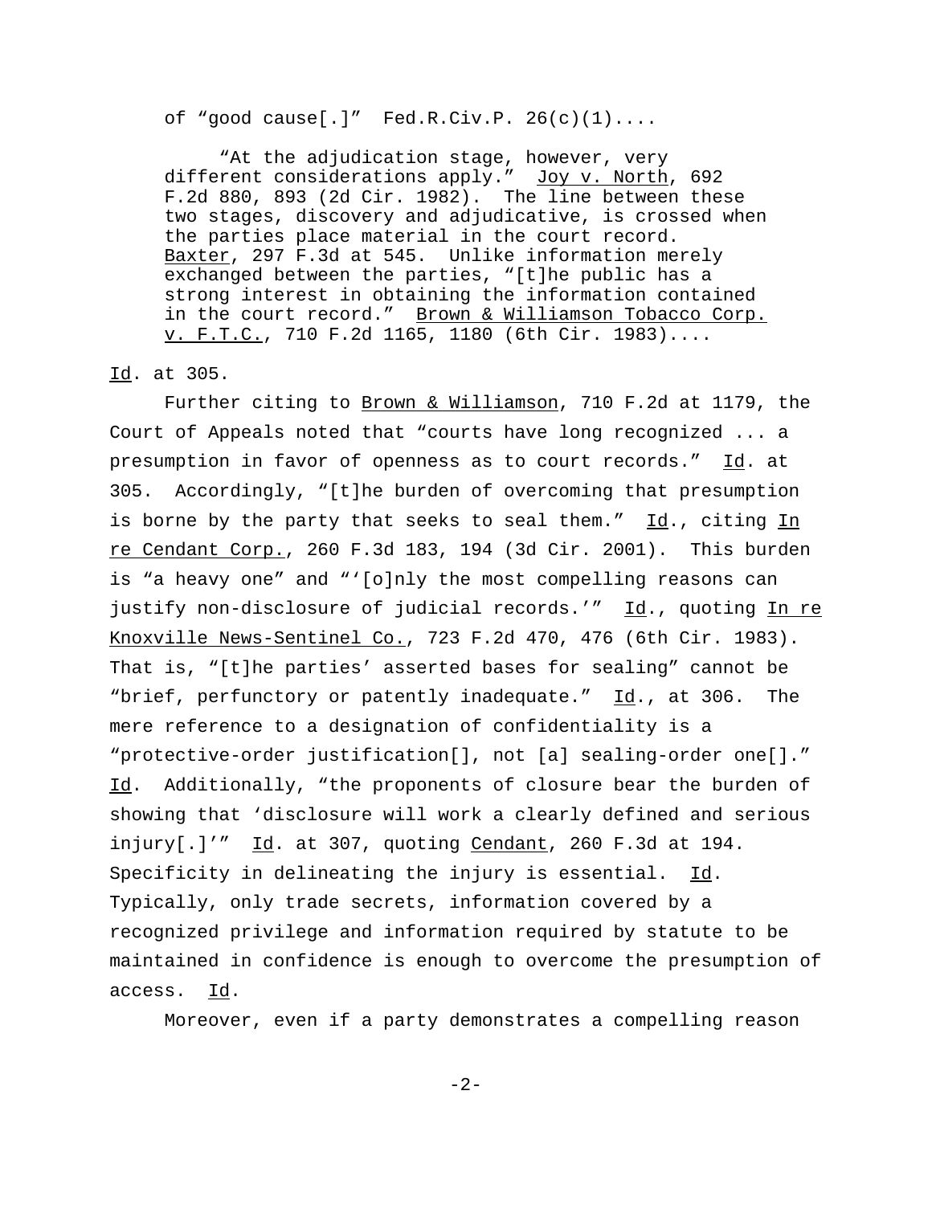> of "good cause[.]" Fed.R.Civ.P. 26(c)(1)....
>
> "At the adjudication stage, however, very different considerations apply." Joy v. North, 692 F.2d 880, 893 (2d Cir. 1982). The line between these two stages, discovery and adjudicative, is crossed when the parties place material in the court record. Baxter, 297 F.3d at 545. Unlike information merely exchanged between the parties, "[t]he public has a strong interest in obtaining the information contained in the court record." Brown & Williamson Tobacco Corp. v. F.T.C., 710 F.2d 1165, 1180 (6th Cir. 1983)....

Id. at 305.

Further citing to Brown & Williamson, 710 F.2d at 1179, the Court of Appeals noted that "courts have long recognized ... a presumption in favor of openness as to court records." Id. at 305. Accordingly, "[t]he burden of overcoming that presumption is borne by the party that seeks to seal them." Id., citing In re Cendant Corp., 260 F.3d 183, 194 (3d Cir. 2001). This burden is "a heavy one" and "'[o]nly the most compelling reasons can justify non-disclosure of judicial records.'" Id., quoting In re Knoxville News-Sentinel Co., 723 F.2d 470, 476 (6th Cir. 1983). That is, "[t]he parties' asserted bases for sealing" cannot be "brief, perfunctory or patently inadequate." Id., at 306. The mere reference to a designation of confidentiality is a "protective-order justification[], not [a] sealing-order one[]." Id. Additionally, "the proponents of closure bear the burden of showing that 'disclosure will work a clearly defined and serious injury[.]'" Id. at 307, quoting Cendant, 260 F.3d at 194. Specificity in delineating the injury is essential. Id. Typically, only trade secrets, information covered by a recognized privilege and information required by statute to be maintained in confidence is enough to overcome the presumption of access. Id.

Moreover, even if a party demonstrates a compelling reason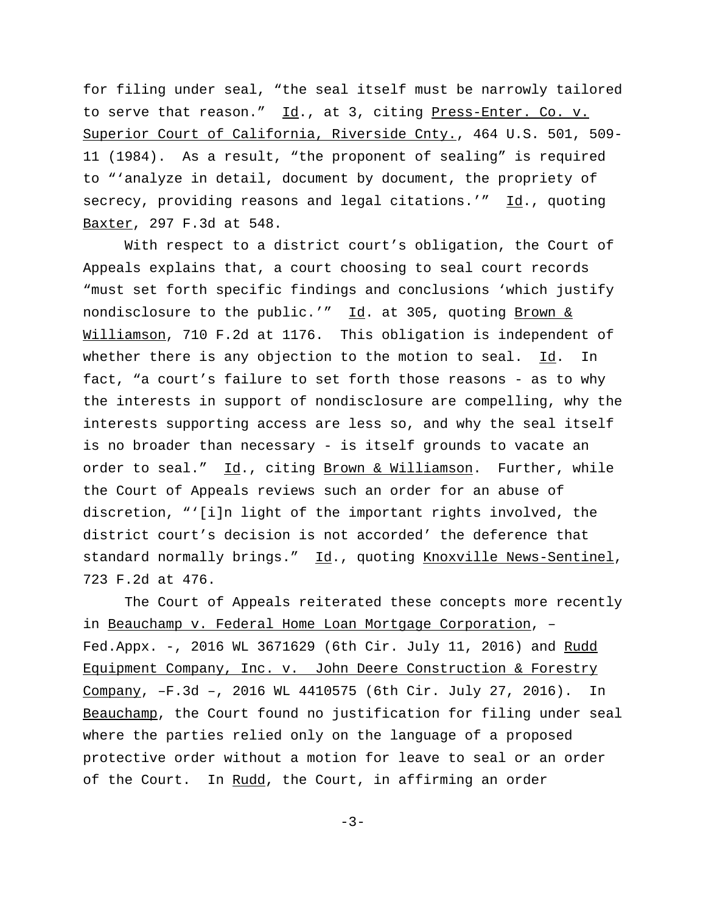for filing under seal, "the seal itself must be narrowly tailored to serve that reason." Id., at 3, citing Press-Enter. Co. v. Superior Court of California, Riverside Cnty., 464 U.S. 501, 509-11 (1984). As a result, "the proponent of sealing" is required to "'analyze in detail, document by document, the propriety of secrecy, providing reasons and legal citations.'" Id., quoting Baxter, 297 F.3d at 548.

With respect to a district court's obligation, the Court of Appeals explains that, a court choosing to seal court records "must set forth specific findings and conclusions 'which justify nondisclosure to the public.'" Id. at 305, quoting Brown & Williamson, 710 F.2d at 1176. This obligation is independent of whether there is any objection to the motion to seal. Id. In fact, "a court's failure to set forth those reasons - as to why the interests in support of nondisclosure are compelling, why the interests supporting access are less so, and why the seal itself is no broader than necessary - is itself grounds to vacate an order to seal." Id., citing Brown & Williamson. Further, while the Court of Appeals reviews such an order for an abuse of discretion, "'[i]n light of the important rights involved, the district court's decision is not accorded' the deference that standard normally brings." Id., quoting Knoxville News-Sentinel, 723 F.2d at 476.

The Court of Appeals reiterated these concepts more recently in Beauchamp v. Federal Home Loan Mortgage Corporation, – Fed.Appx. -, 2016 WL 3671629 (6th Cir. July 11, 2016) and Rudd Equipment Company, Inc. v. John Deere Construction & Forestry Company, –F.3d –, 2016 WL 4410575 (6th Cir. July 27, 2016). In Beauchamp, the Court found no justification for filing under seal where the parties relied only on the language of a proposed protective order without a motion for leave to seal or an order of the Court. In Rudd, the Court, in affirming an order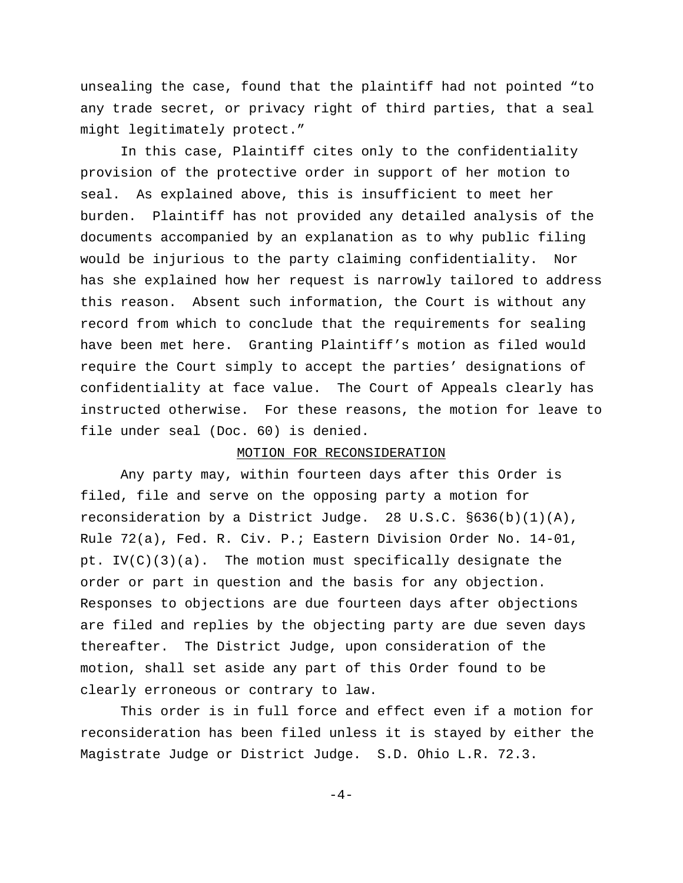unsealing the case, found that the plaintiff had not pointed "to any trade secret, or privacy right of third parties, that a seal might legitimately protect."

In this case, Plaintiff cites only to the confidentiality provision of the protective order in support of her motion to seal. As explained above, this is insufficient to meet her burden. Plaintiff has not provided any detailed analysis of the documents accompanied by an explanation as to why public filing would be injurious to the party claiming confidentiality. Nor has she explained how her request is narrowly tailored to address this reason. Absent such information, the Court is without any record from which to conclude that the requirements for sealing have been met here. Granting Plaintiff's motion as filed would require the Court simply to accept the parties' designations of confidentiality at face value. The Court of Appeals clearly has instructed otherwise. For these reasons, the motion for leave to file under seal (Doc. 60) is denied.

## MOTION FOR RECONSIDERATION

Any party may, within fourteen days after this Order is filed, file and serve on the opposing party a motion for reconsideration by a District Judge. 28 U.S.C. §636(b)(1)(A), Rule 72(a), Fed. R. Civ. P.; Eastern Division Order No. 14-01, pt. IV(C)(3)(a). The motion must specifically designate the order or part in question and the basis for any objection. Responses to objections are due fourteen days after objections are filed and replies by the objecting party are due seven days thereafter. The District Judge, upon consideration of the motion, shall set aside any part of this Order found to be clearly erroneous or contrary to law.

This order is in full force and effect even if a motion for reconsideration has been filed unless it is stayed by either the Magistrate Judge or District Judge. S.D. Ohio L.R. 72.3.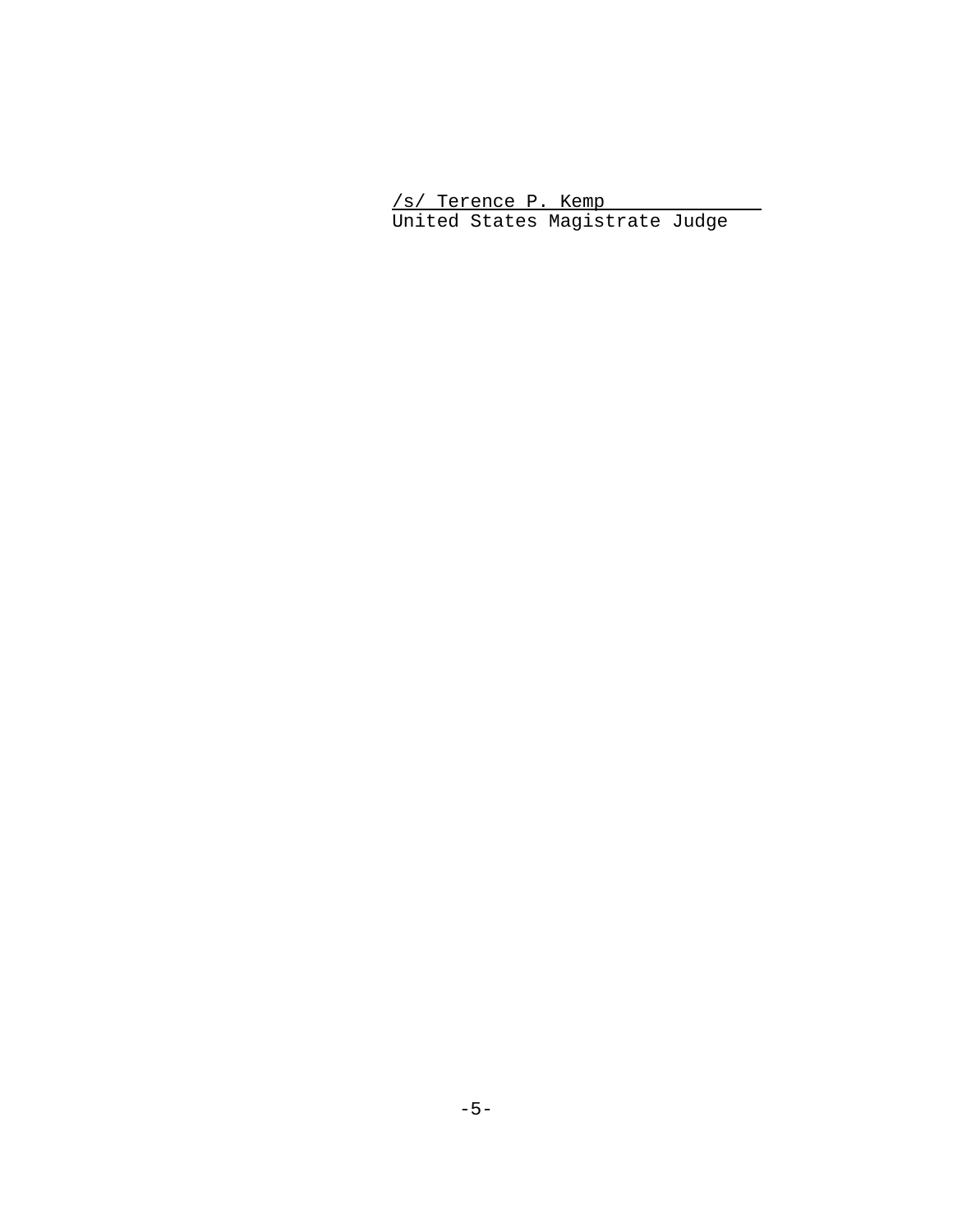/s/ Terence P. Kemp
United States Magistrate Judge